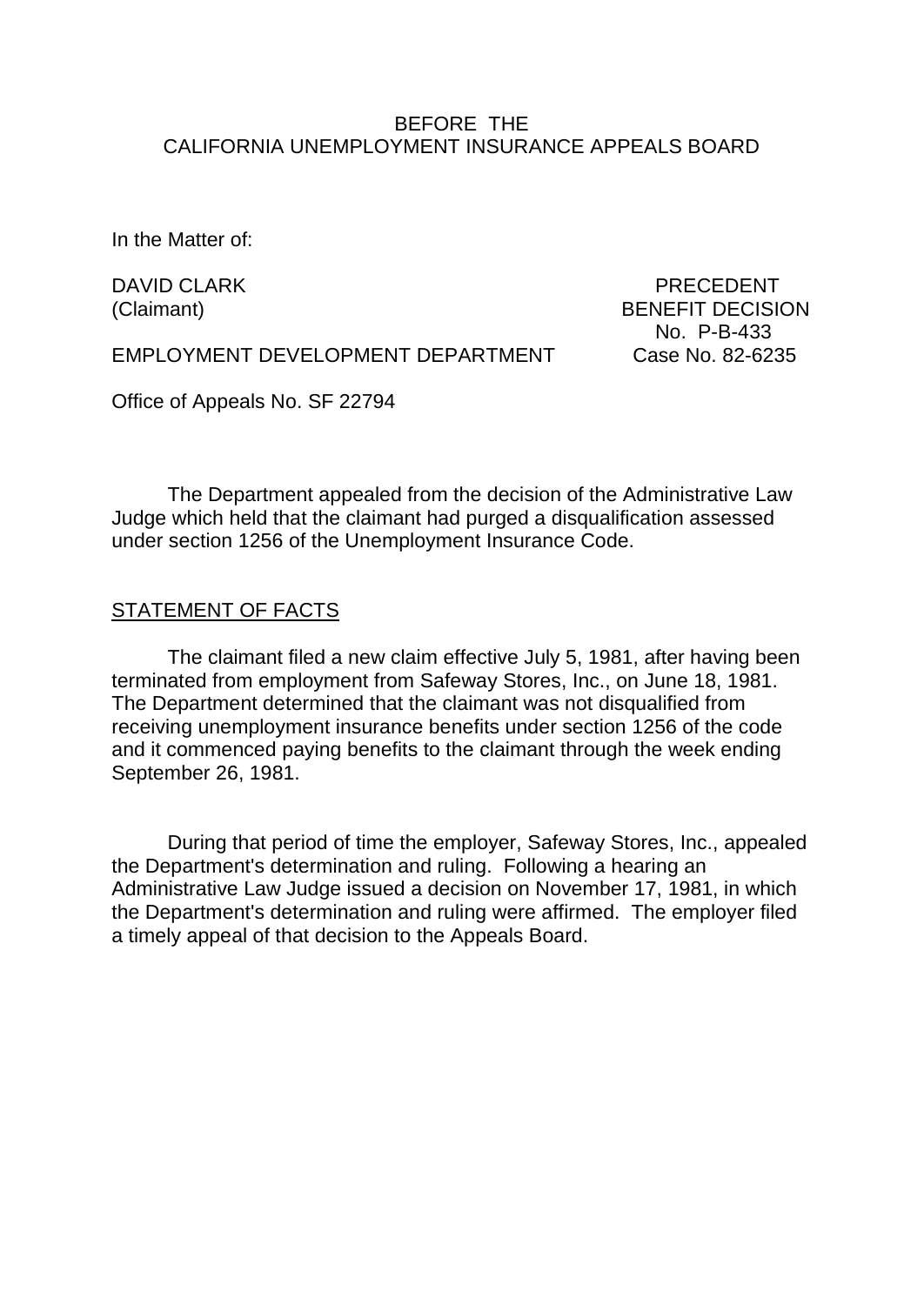BEFORE THE
CALIFORNIA UNEMPLOYMENT INSURANCE APPEALS BOARD

In the Matter of:

DAVID CLARK
(Claimant)

PRECEDENT
BENEFIT DECISION
No. P-B-433

EMPLOYMENT DEVELOPMENT DEPARTMENT

Case No. 82-6235

Office of Appeals No. SF 22794

The Department appealed from the decision of the Administrative Law Judge which held that the claimant had purged a disqualification assessed under section 1256 of the Unemployment Insurance Code.

## STATEMENT OF FACTS

The claimant filed a new claim effective July 5, 1981, after having been terminated from employment from Safeway Stores, Inc., on June 18, 1981. The Department determined that the claimant was not disqualified from receiving unemployment insurance benefits under section 1256 of the code and it commenced paying benefits to the claimant through the week ending September 26, 1981.

During that period of time the employer, Safeway Stores, Inc., appealed the Department's determination and ruling. Following a hearing an Administrative Law Judge issued a decision on November 17, 1981, in which the Department's determination and ruling were affirmed. The employer filed a timely appeal of that decision to the Appeals Board.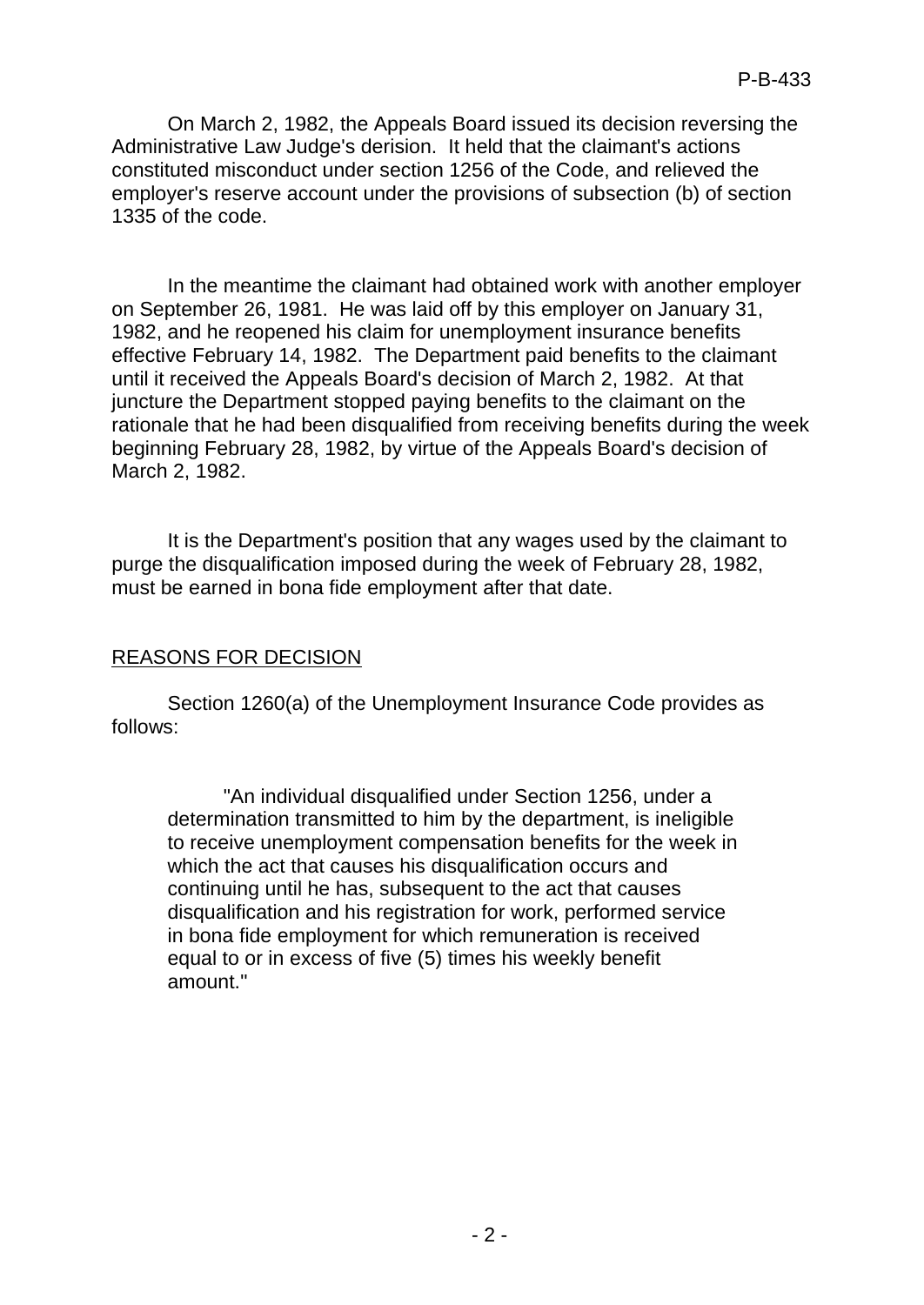On March 2, 1982, the Appeals Board issued its decision reversing the Administrative Law Judge's derision. It held that the claimant's actions constituted misconduct under section 1256 of the Code, and relieved the employer's reserve account under the provisions of subsection (b) of section 1335 of the code.

In the meantime the claimant had obtained work with another employer on September 26, 1981. He was laid off by this employer on January 31, 1982, and he reopened his claim for unemployment insurance benefits effective February 14, 1982. The Department paid benefits to the claimant until it received the Appeals Board's decision of March 2, 1982. At that juncture the Department stopped paying benefits to the claimant on the rationale that he had been disqualified from receiving benefits during the week beginning February 28, 1982, by virtue of the Appeals Board's decision of March 2, 1982.

It is the Department's position that any wages used by the claimant to purge the disqualification imposed during the week of February 28, 1982, must be earned in bona fide employment after that date.

## REASONS FOR DECISION

Section 1260(a) of the Unemployment Insurance Code provides as follows:

> "An individual disqualified under Section 1256, under a determination transmitted to him by the department, is ineligible to receive unemployment compensation benefits for the week in which the act that causes his disqualification occurs and continuing until he has, subsequent to the act that causes disqualification and his registration for work, performed service in bona fide employment for which remuneration is received equal to or in excess of five (5) times his weekly benefit amount."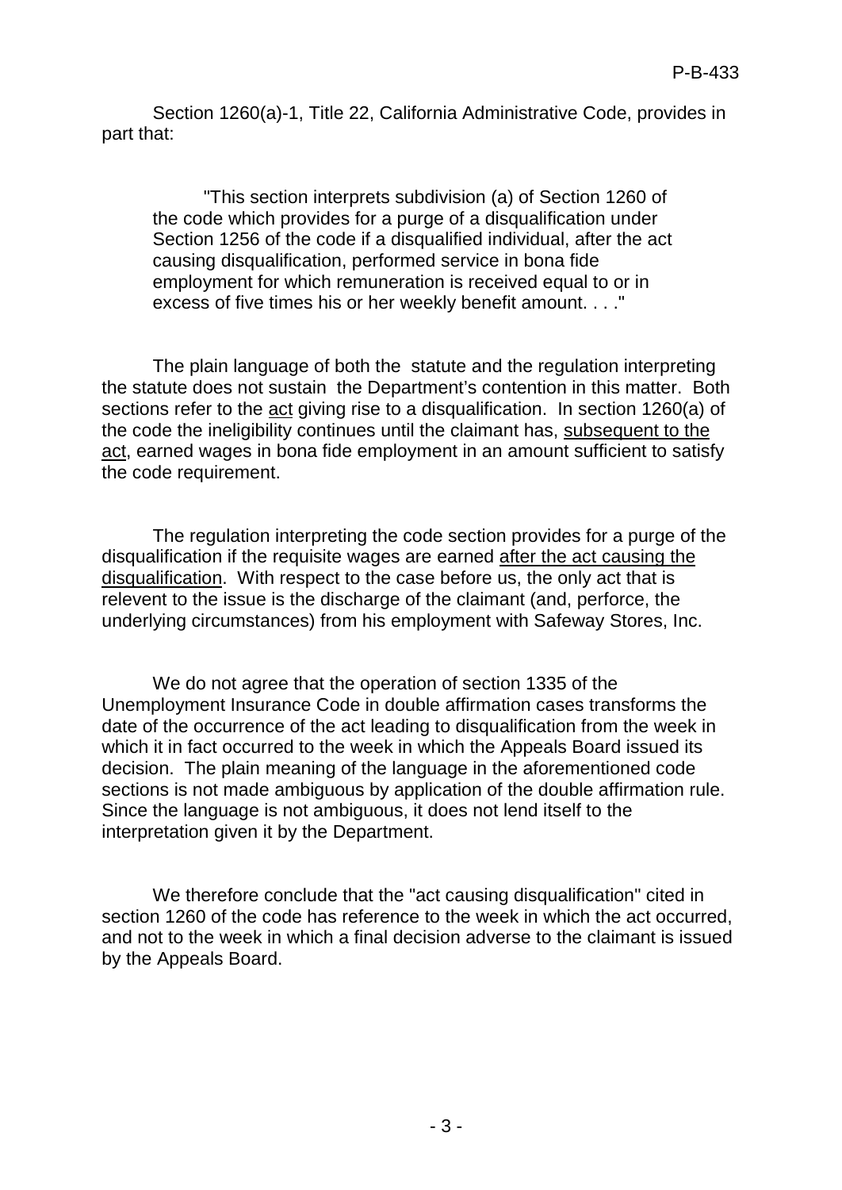Section 1260(a)-1, Title 22, California Administrative Code, provides in part that:

> "This section interprets subdivision (a) of Section 1260 of the code which provides for a purge of a disqualification under Section 1256 of the code if a disqualified individual, after the act causing disqualification, performed service in bona fide employment for which remuneration is received equal to or in excess of five times his or her weekly benefit amount. . . ."

The plain language of both the statute and the regulation interpreting the statute does not sustain the Department's contention in this matter. Both sections refer to the act giving rise to a disqualification. In section 1260(a) of the code the ineligibility continues until the claimant has, subsequent to the act, earned wages in bona fide employment in an amount sufficient to satisfy the code requirement.

The regulation interpreting the code section provides for a purge of the disqualification if the requisite wages are earned after the act causing the disqualification. With respect to the case before us, the only act that is relevent to the issue is the discharge of the claimant (and, perforce, the underlying circumstances) from his employment with Safeway Stores, Inc.

We do not agree that the operation of section 1335 of the Unemployment Insurance Code in double affirmation cases transforms the date of the occurrence of the act leading to disqualification from the week in which it in fact occurred to the week in which the Appeals Board issued its decision. The plain meaning of the language in the aforementioned code sections is not made ambiguous by application of the double affirmation rule. Since the language is not ambiguous, it does not lend itself to the interpretation given it by the Department.

We therefore conclude that the "act causing disqualification" cited in section 1260 of the code has reference to the week in which the act occurred, and not to the week in which a final decision adverse to the claimant is issued by the Appeals Board.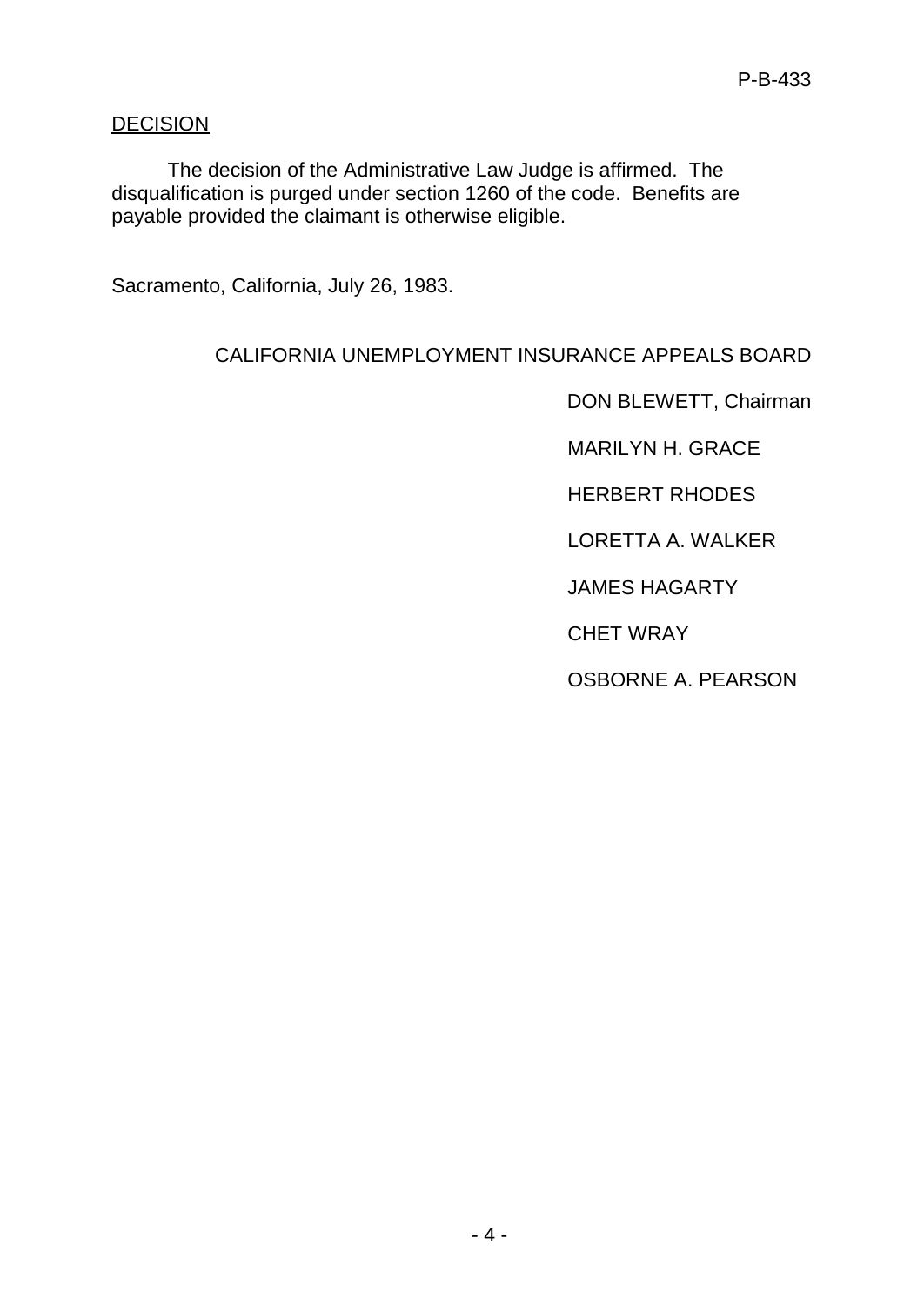DECISION

The decision of the Administrative Law Judge is affirmed. The disqualification is purged under section 1260 of the code. Benefits are payable provided the claimant is otherwise eligible.

Sacramento, California, July 26, 1983.

CALIFORNIA UNEMPLOYMENT INSURANCE APPEALS BOARD

DON BLEWETT, Chairman

MARILYN H. GRACE

HERBERT RHODES

LORETTA A. WALKER

JAMES HAGARTY

CHET WRAY

OSBORNE A. PEARSON